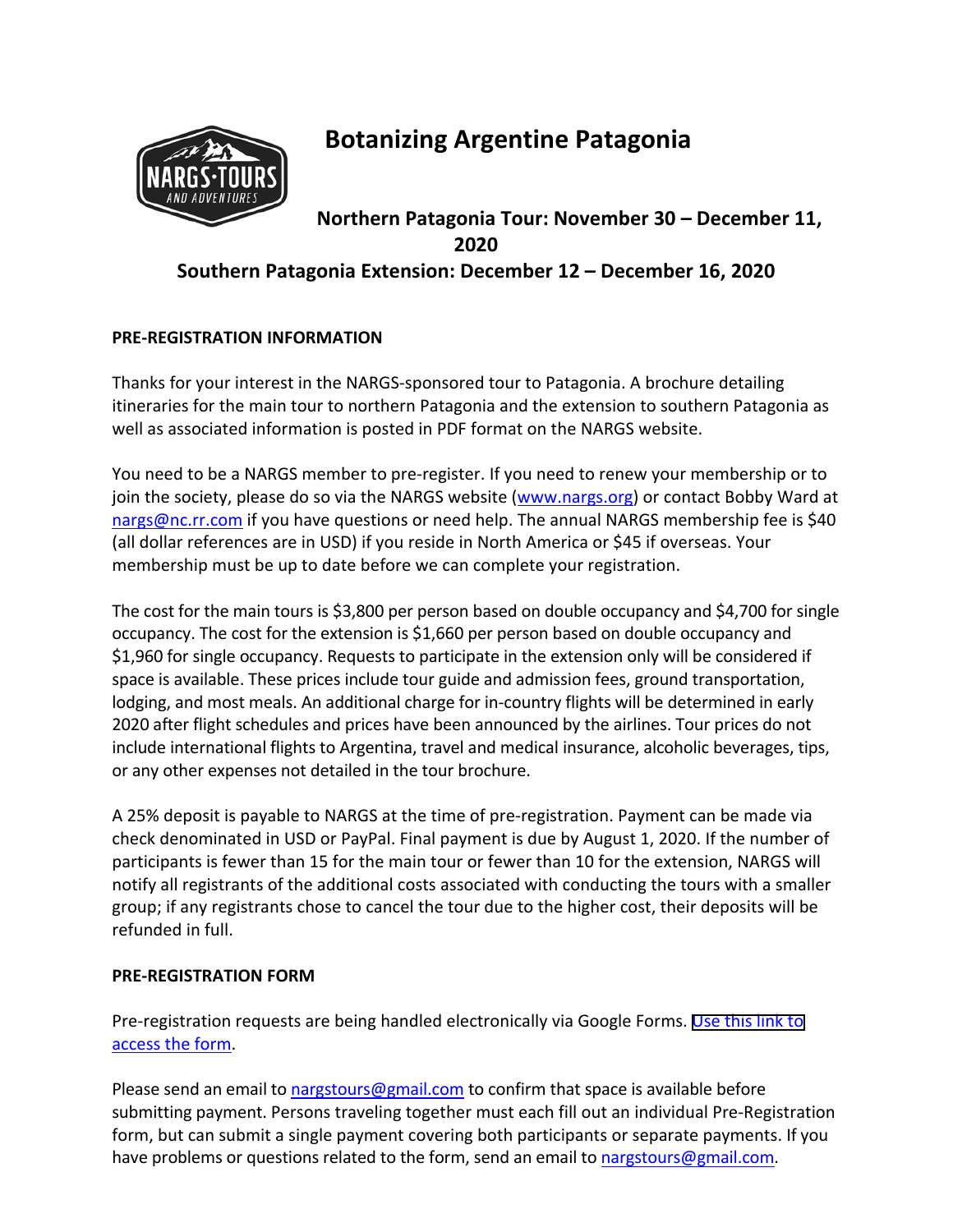# Botanizing Argentine Patagonia

## Northern Patagonia Tour: November 30 – December 11, 2020

## Southern Patagonia Extension: December 12 – December 16, 2020

**PRE-REGISTRATION INFORMATION**

Thanks for your interest in the NARGS-sponsored tour to Patagonia. A brochure detailing itineraries for the main tour to northern Patagonia and the extension to southern Patagonia as well as associated information is posted in PDF format on the NARGS website.

You need to be a NARGS member to pre-register. If you need to renew your membership or to join the society, please do so via the NARGS website (www.nargs.org) or contact Bobby Ward at nargs@nc.rr.com if you have questions or need help. The annual NARGS membership fee is $40 (all dollar references are in USD) if you reside in North America or $45 if overseas. Your membership must be up to date before we can complete your registration.

The cost for the main tours is $3,800 per person based on double occupancy and $4,700 for single occupancy. The cost for the extension is $1,660 per person based on double occupancy and $1,960 for single occupancy. Requests to participate in the extension only will be considered if space is available. These prices include tour guide and admission fees, ground transportation, lodging, and most meals. An additional charge for in-country flights will be determined in early 2020 after flight schedules and prices have been announced by the airlines. Tour prices do not include international flights to Argentina, travel and medical insurance, alcoholic beverages, tips, or any other expenses not detailed in the tour brochure.

A 25% deposit is payable to NARGS at the time of pre-registration. Payment can be made via check denominated in USD or PayPal. Final payment is due by August 1, 2020. If the number of participants is fewer than 15 for the main tour or fewer than 10 for the extension, NARGS will notify all registrants of the additional costs associated with conducting the tours with a smaller group; if any registrants chose to cancel the tour due to the higher cost, their deposits will be refunded in full.

**PRE-REGISTRATION FORM**

Pre-registration requests are being handled electronically via Google Forms. Use this link to access the form.

Please send an email to nargstours@gmail.com to confirm that space is available before submitting payment. Persons traveling together must each fill out an individual Pre-Registration form, but can submit a single payment covering both participants or separate payments. If you have problems or questions related to the form, send an email to nargstours@gmail.com.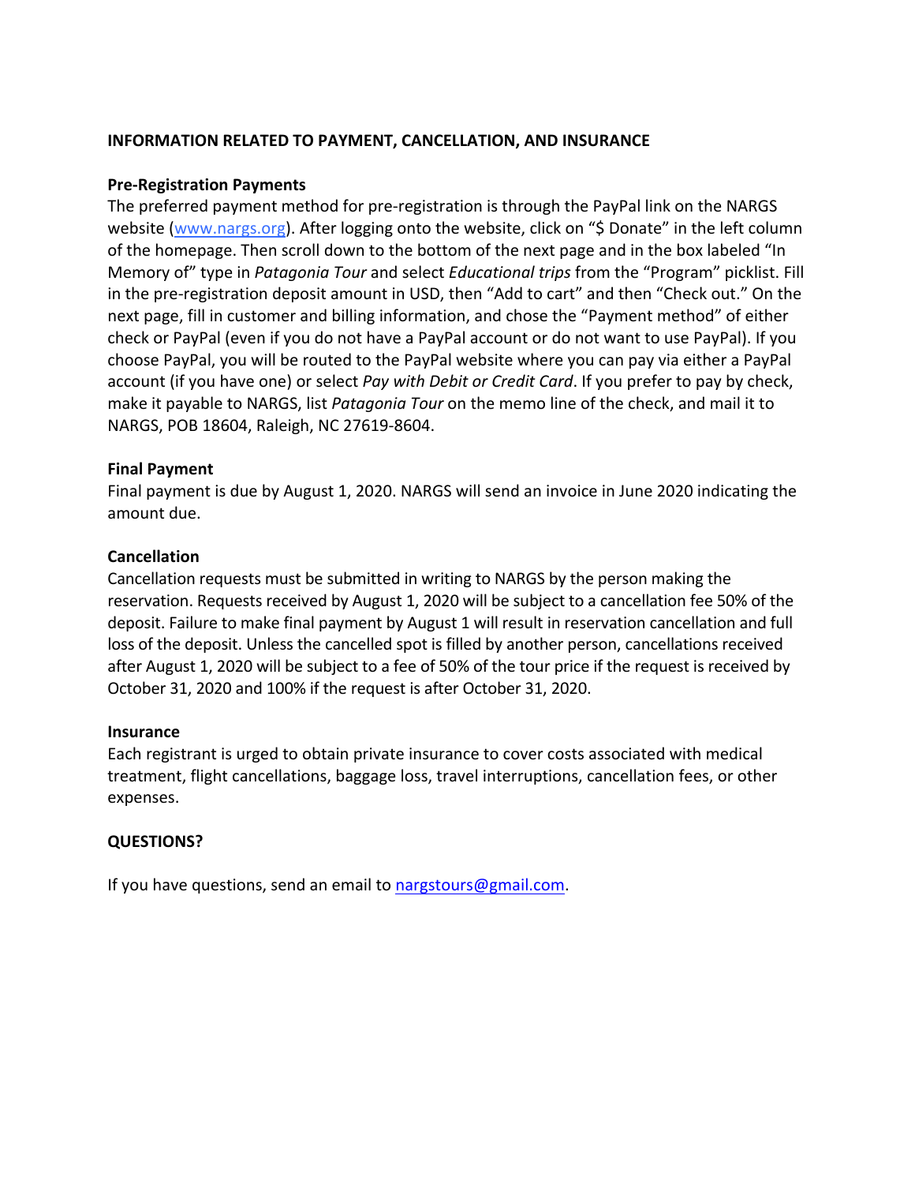## INFORMATION RELATED TO PAYMENT, CANCELLATION, AND INSURANCE

### Pre-Registration Payments

The preferred payment method for pre-registration is through the PayPal link on the NARGS website (www.nargs.org). After logging onto the website, click on "$ Donate" in the left column of the homepage. Then scroll down to the bottom of the next page and in the box labeled "In Memory of" type in *Patagonia Tour* and select *Educational trips* from the "Program" picklist. Fill in the pre-registration deposit amount in USD, then "Add to cart" and then "Check out." On the next page, fill in customer and billing information, and chose the "Payment method" of either check or PayPal (even if you do not have a PayPal account or do not want to use PayPal). If you choose PayPal, you will be routed to the PayPal website where you can pay via either a PayPal account (if you have one) or select *Pay with Debit or Credit Card*. If you prefer to pay by check, make it payable to NARGS, list *Patagonia Tour* on the memo line of the check, and mail it to NARGS, POB 18604, Raleigh, NC 27619-8604.

### Final Payment

Final payment is due by August 1, 2020. NARGS will send an invoice in June 2020 indicating the amount due.

### Cancellation

Cancellation requests must be submitted in writing to NARGS by the person making the reservation. Requests received by August 1, 2020 will be subject to a cancellation fee 50% of the deposit. Failure to make final payment by August 1 will result in reservation cancellation and full loss of the deposit. Unless the cancelled spot is filled by another person, cancellations received after August 1, 2020 will be subject to a fee of 50% of the tour price if the request is received by October 31, 2020 and 100% if the request is after October 31, 2020.

### Insurance

Each registrant is urged to obtain private insurance to cover costs associated with medical treatment, flight cancellations, baggage loss, travel interruptions, cancellation fees, or other expenses.

## QUESTIONS?

If you have questions, send an email to nargstours@gmail.com.